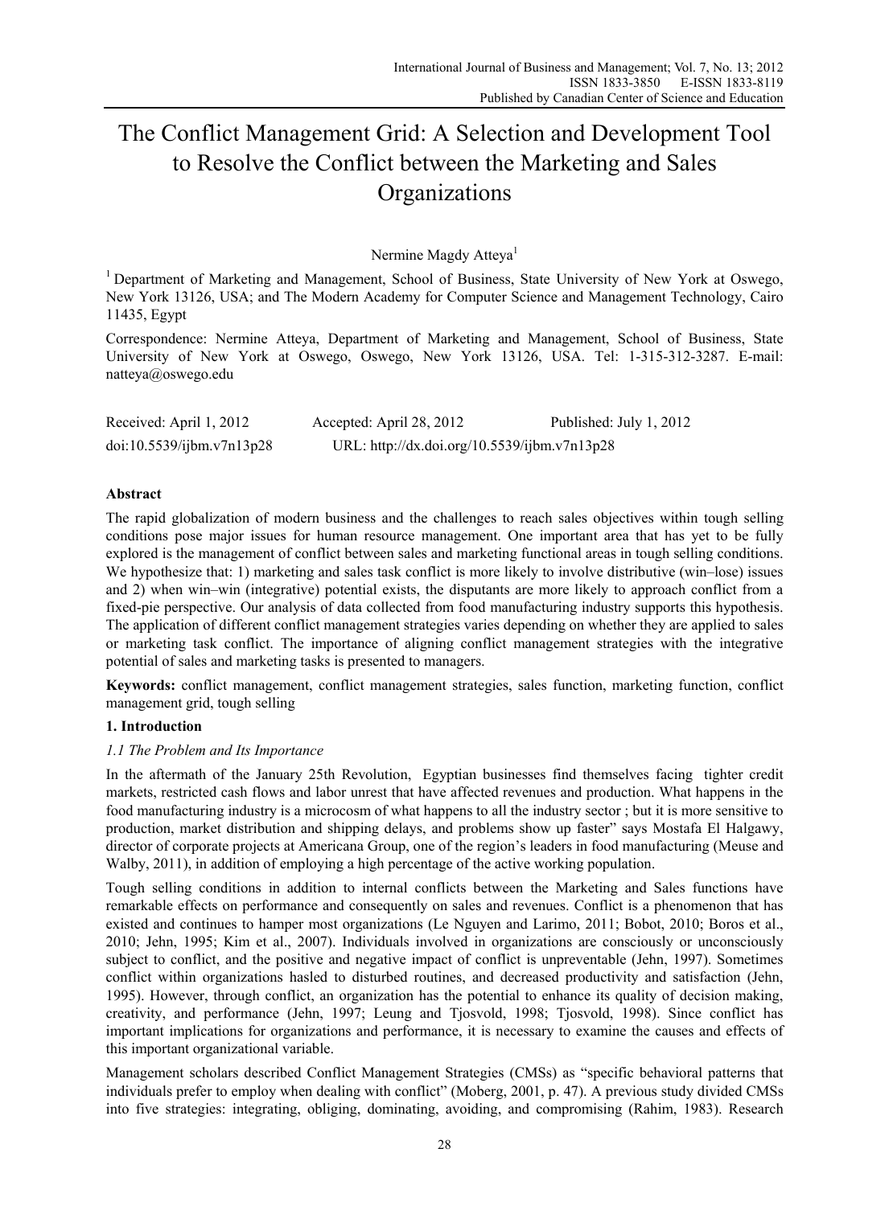# The Conflict Management Grid: A Selection and Development Tool to Resolve the Conflict between the Marketing and Sales Organizations

Nermine Magdy Atteya[1]

[1] Department of Marketing and Management, School of Business, State University of New York at Oswego, New York 13126, USA; and The Modern Academy for Computer Science and Management Technology, Cairo 11435, Egypt

Correspondence: Nermine Atteya, Department of Marketing and Management, School of Business, State University of New York at Oswego, Oswego, New York 13126, USA. Tel: 1-315-312-3287. E-mail: natteya@oswego.edu

Received: April 1, 2012 Accepted: April 28, 2012 Published: July 1, 2012

doi:10.5539/ijbm.v7n13p28 URL: http://dx.doi.org/10.5539/ijbm.v7n13p28

## Abstract

The rapid globalization of modern business and the challenges to reach sales objectives within tough selling conditions pose major issues for human resource management. One important area that has yet to be fully explored is the management of conflict between sales and marketing functional areas in tough selling conditions. We hypothesize that: 1) marketing and sales task conflict is more likely to involve distributive (win–lose) issues and 2) when win–win (integrative) potential exists, the disputants are more likely to approach conflict from a fixed-pie perspective. Our analysis of data collected from food manufacturing industry supports this hypothesis. The application of different conflict management strategies varies depending on whether they are applied to sales or marketing task conflict. The importance of aligning conflict management strategies with the integrative potential of sales and marketing tasks is presented to managers.

**Keywords:** conflict management, conflict management strategies, sales function, marketing function, conflict management grid, tough selling

## 1. Introduction

### 1.1 The Problem and Its Importance

In the aftermath of the January 25th Revolution, Egyptian businesses find themselves facing tighter credit markets, restricted cash flows and labor unrest that have affected revenues and production. What happens in the food manufacturing industry is a microcosm of what happens to all the industry sector ; but it is more sensitive to production, market distribution and shipping delays, and problems show up faster" says Mostafa El Halgawy, director of corporate projects at Americana Group, one of the region's leaders in food manufacturing (Meuse and Walby, 2011), in addition of employing a high percentage of the active working population.

Tough selling conditions in addition to internal conflicts between the Marketing and Sales functions have remarkable effects on performance and consequently on sales and revenues. Conflict is a phenomenon that has existed and continues to hamper most organizations (Le Nguyen and Larimo, 2011; Bobot, 2010; Boros et al., 2010; Jehn, 1995; Kim et al., 2007). Individuals involved in organizations are consciously or unconsciously subject to conflict, and the positive and negative impact of conflict is unpreventable (Jehn, 1997). Sometimes conflict within organizations hasled to disturbed routines, and decreased productivity and satisfaction (Jehn, 1995). However, through conflict, an organization has the potential to enhance its quality of decision making, creativity, and performance (Jehn, 1997; Leung and Tjosvold, 1998; Tjosvold, 1998). Since conflict has important implications for organizations and performance, it is necessary to examine the causes and effects of this important organizational variable.

Management scholars described Conflict Management Strategies (CMSs) as "specific behavioral patterns that individuals prefer to employ when dealing with conflict" (Moberg, 2001, p. 47). A previous study divided CMSs into five strategies: integrating, obliging, dominating, avoiding, and compromising (Rahim, 1983). Research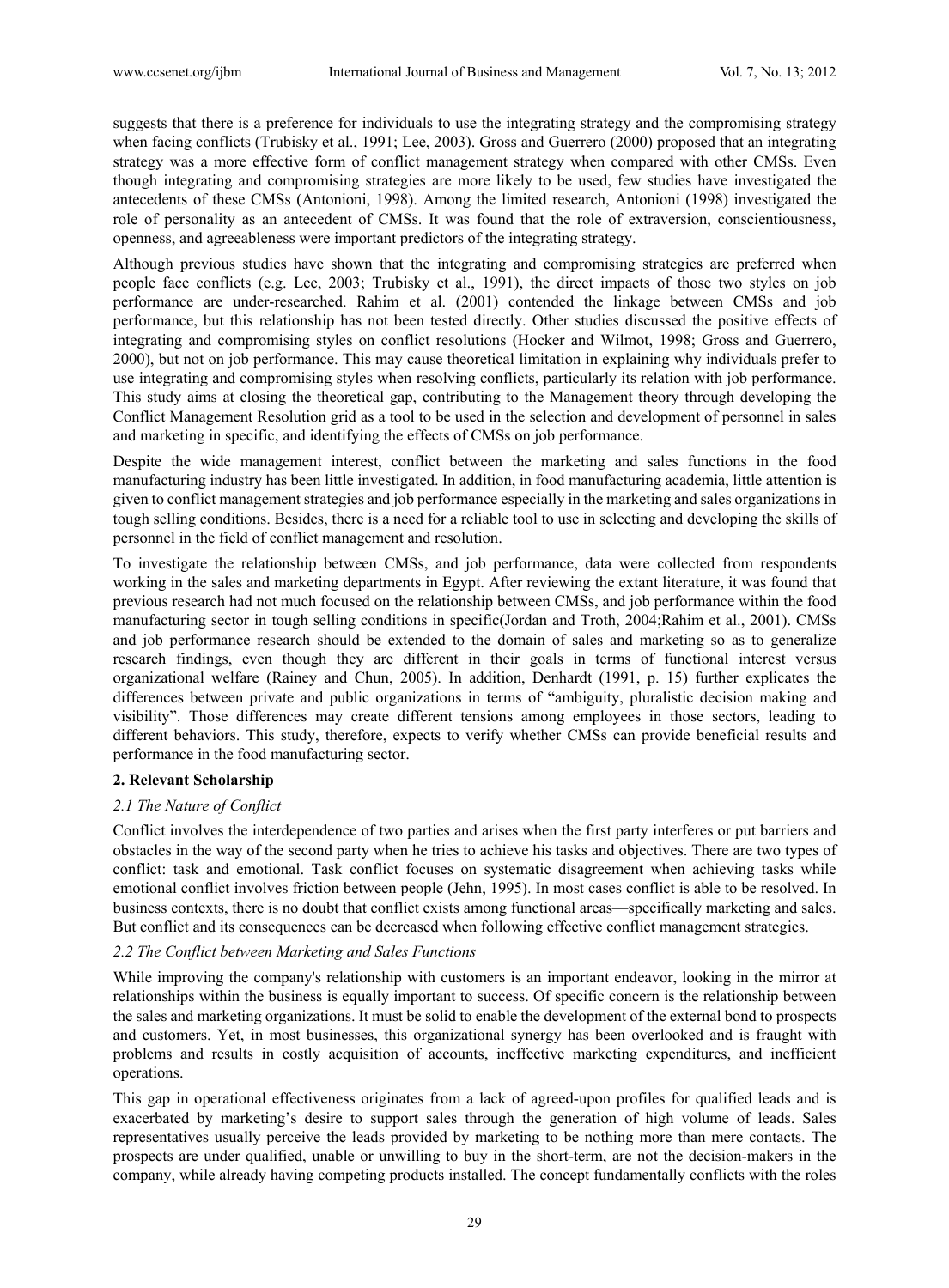suggests that there is a preference for individuals to use the integrating strategy and the compromising strategy when facing conflicts (Trubisky et al., 1991; Lee, 2003). Gross and Guerrero (2000) proposed that an integrating strategy was a more effective form of conflict management strategy when compared with other CMSs. Even though integrating and compromising strategies are more likely to be used, few studies have investigated the antecedents of these CMSs (Antonioni, 1998). Among the limited research, Antonioni (1998) investigated the role of personality as an antecedent of CMSs. It was found that the role of extraversion, conscientiousness, openness, and agreeableness were important predictors of the integrating strategy.

Although previous studies have shown that the integrating and compromising strategies are preferred when people face conflicts (e.g. Lee, 2003; Trubisky et al., 1991), the direct impacts of those two styles on job performance are under-researched. Rahim et al. (2001) contended the linkage between CMSs and job performance, but this relationship has not been tested directly. Other studies discussed the positive effects of integrating and compromising styles on conflict resolutions (Hocker and Wilmot, 1998; Gross and Guerrero, 2000), but not on job performance. This may cause theoretical limitation in explaining why individuals prefer to use integrating and compromising styles when resolving conflicts, particularly its relation with job performance. This study aims at closing the theoretical gap, contributing to the Management theory through developing the Conflict Management Resolution grid as a tool to be used in the selection and development of personnel in sales and marketing in specific, and identifying the effects of CMSs on job performance.

Despite the wide management interest, conflict between the marketing and sales functions in the food manufacturing industry has been little investigated. In addition, in food manufacturing academia, little attention is given to conflict management strategies and job performance especially in the marketing and sales organizations in tough selling conditions. Besides, there is a need for a reliable tool to use in selecting and developing the skills of personnel in the field of conflict management and resolution.

To investigate the relationship between CMSs, and job performance, data were collected from respondents working in the sales and marketing departments in Egypt. After reviewing the extant literature, it was found that previous research had not much focused on the relationship between CMSs, and job performance within the food manufacturing sector in tough selling conditions in specific(Jordan and Troth, 2004;Rahim et al., 2001). CMSs and job performance research should be extended to the domain of sales and marketing so as to generalize research findings, even though they are different in their goals in terms of functional interest versus organizational welfare (Rainey and Chun, 2005). In addition, Denhardt (1991, p. 15) further explicates the differences between private and public organizations in terms of "ambiguity, pluralistic decision making and visibility". Those differences may create different tensions among employees in those sectors, leading to different behaviors. This study, therefore, expects to verify whether CMSs can provide beneficial results and performance in the food manufacturing sector.

## 2. Relevant Scholarship

### *2.1 The Nature of Conflict*

Conflict involves the interdependence of two parties and arises when the first party interferes or put barriers and obstacles in the way of the second party when he tries to achieve his tasks and objectives. There are two types of conflict: task and emotional. Task conflict focuses on systematic disagreement when achieving tasks while emotional conflict involves friction between people (Jehn, 1995). In most cases conflict is able to be resolved. In business contexts, there is no doubt that conflict exists among functional areas—specifically marketing and sales. But conflict and its consequences can be decreased when following effective conflict management strategies.

### *2.2 The Conflict between Marketing and Sales Functions*

While improving the company's relationship with customers is an important endeavor, looking in the mirror at relationships within the business is equally important to success. Of specific concern is the relationship between the sales and marketing organizations. It must be solid to enable the development of the external bond to prospects and customers. Yet, in most businesses, this organizational synergy has been overlooked and is fraught with problems and results in costly acquisition of accounts, ineffective marketing expenditures, and inefficient operations.

This gap in operational effectiveness originates from a lack of agreed-upon profiles for qualified leads and is exacerbated by marketing's desire to support sales through the generation of high volume of leads. Sales representatives usually perceive the leads provided by marketing to be nothing more than mere contacts. The prospects are under qualified, unable or unwilling to buy in the short-term, are not the decision-makers in the company, while already having competing products installed. The concept fundamentally conflicts with the roles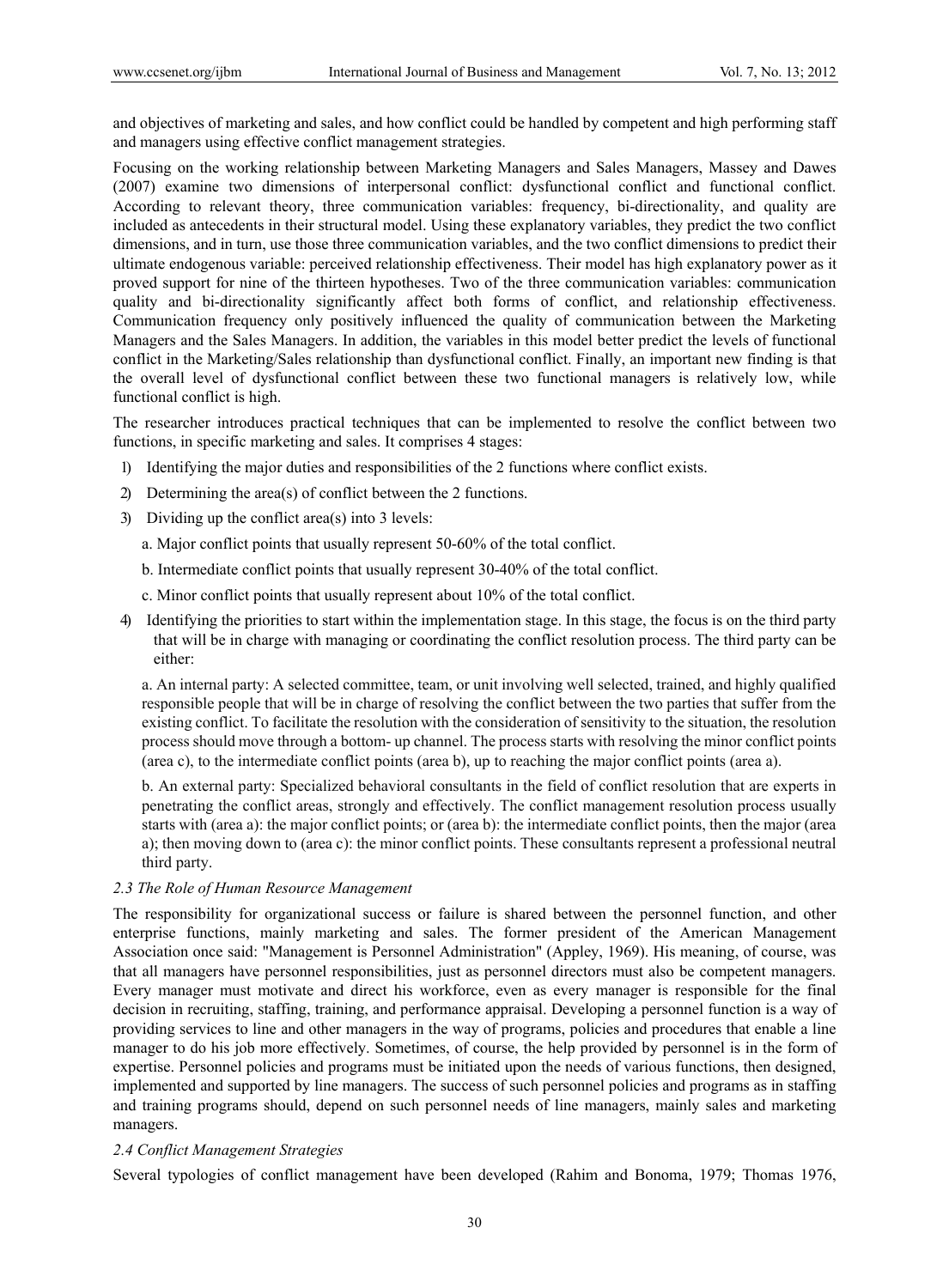and objectives of marketing and sales, and how conflict could be handled by competent and high performing staff and managers using effective conflict management strategies.

Focusing on the working relationship between Marketing Managers and Sales Managers, Massey and Dawes (2007) examine two dimensions of interpersonal conflict: dysfunctional conflict and functional conflict. According to relevant theory, three communication variables: frequency, bi-directionality, and quality are included as antecedents in their structural model. Using these explanatory variables, they predict the two conflict dimensions, and in turn, use those three communication variables, and the two conflict dimensions to predict their ultimate endogenous variable: perceived relationship effectiveness. Their model has high explanatory power as it proved support for nine of the thirteen hypotheses. Two of the three communication variables: communication quality and bi-directionality significantly affect both forms of conflict, and relationship effectiveness. Communication frequency only positively influenced the quality of communication between the Marketing Managers and the Sales Managers. In addition, the variables in this model better predict the levels of functional conflict in the Marketing/Sales relationship than dysfunctional conflict. Finally, an important new finding is that the overall level of dysfunctional conflict between these two functional managers is relatively low, while functional conflict is high.

The researcher introduces practical techniques that can be implemented to resolve the conflict between two functions, in specific marketing and sales. It comprises 4 stages:

1) Identifying the major duties and responsibilities of the 2 functions where conflict exists.
2) Determining the area(s) of conflict between the 2 functions.
3) Dividing up the conflict area(s) into 3 levels:
   a. Major conflict points that usually represent 50-60% of the total conflict.
   b. Intermediate conflict points that usually represent 30-40% of the total conflict.
   c. Minor conflict points that usually represent about 10% of the total conflict.
4) Identifying the priorities to start within the implementation stage. In this stage, the focus is on the third party that will be in charge with managing or coordinating the conflict resolution process. The third party can be either:

   a. An internal party: A selected committee, team, or unit involving well selected, trained, and highly qualified responsible people that will be in charge of resolving the conflict between the two parties that suffer from the existing conflict. To facilitate the resolution with the consideration of sensitivity to the situation, the resolution process should move through a bottom- up channel. The process starts with resolving the minor conflict points (area c), to the intermediate conflict points (area b), up to reaching the major conflict points (area a).

   b. An external party: Specialized behavioral consultants in the field of conflict resolution that are experts in penetrating the conflict areas, strongly and effectively. The conflict management resolution process usually starts with (area a): the major conflict points; or (area b): the intermediate conflict points, then the major (area a); then moving down to (area c): the minor conflict points. These consultants represent a professional neutral third party.

### *2.3 The Role of Human Resource Management*

The responsibility for organizational success or failure is shared between the personnel function, and other enterprise functions, mainly marketing and sales. The former president of the American Management Association once said: "Management is Personnel Administration" (Appley, 1969). His meaning, of course, was that all managers have personnel responsibilities, just as personnel directors must also be competent managers. Every manager must motivate and direct his workforce, even as every manager is responsible for the final decision in recruiting, staffing, training, and performance appraisal. Developing a personnel function is a way of providing services to line and other managers in the way of programs, policies and procedures that enable a line manager to do his job more effectively. Sometimes, of course, the help provided by personnel is in the form of expertise. Personnel policies and programs must be initiated upon the needs of various functions, then designed, implemented and supported by line managers. The success of such personnel policies and programs as in staffing and training programs should, depend on such personnel needs of line managers, mainly sales and marketing managers.

### *2.4 Conflict Management Strategies*

Several typologies of conflict management have been developed (Rahim and Bonoma, 1979; Thomas 1976,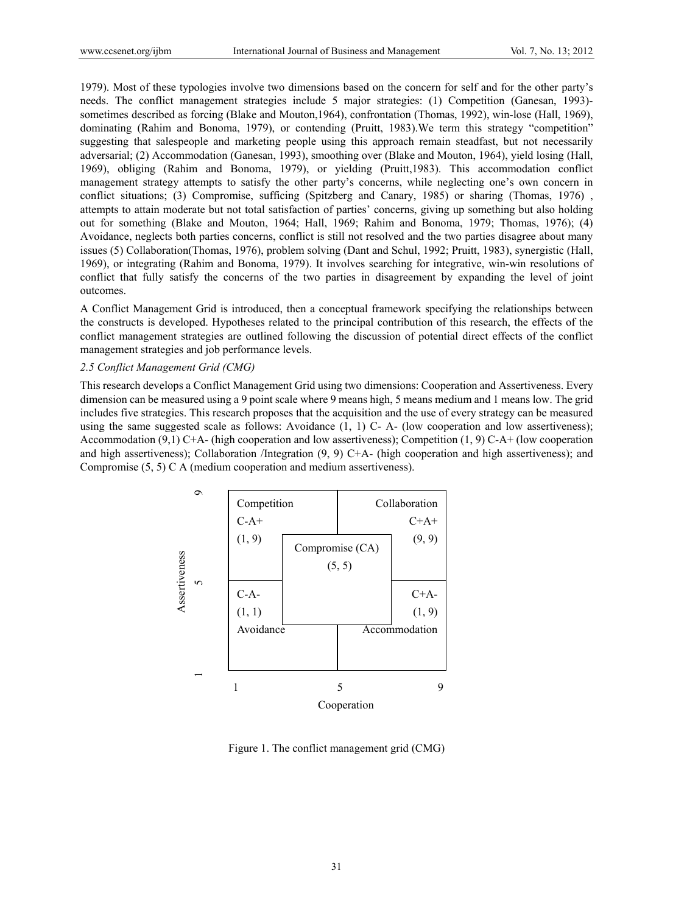1979). Most of these typologies involve two dimensions based on the concern for self and for the other party's needs. The conflict management strategies include 5 major strategies: (1) Competition (Ganesan, 1993)- sometimes described as forcing (Blake and Mouton,1964), confrontation (Thomas, 1992), win-lose (Hall, 1969), dominating (Rahim and Bonoma, 1979), or contending (Pruitt, 1983).We term this strategy "competition" suggesting that salespeople and marketing people using this approach remain steadfast, but not necessarily adversarial; (2) Accommodation (Ganesan, 1993), smoothing over (Blake and Mouton, 1964), yield losing (Hall, 1969), obliging (Rahim and Bonoma, 1979), or yielding (Pruitt,1983). This accommodation conflict management strategy attempts to satisfy the other party's concerns, while neglecting one's own concern in conflict situations; (3) Compromise, sufficing (Spitzberg and Canary, 1985) or sharing (Thomas, 1976) , attempts to attain moderate but not total satisfaction of parties' concerns, giving up something but also holding out for something (Blake and Mouton, 1964; Hall, 1969; Rahim and Bonoma, 1979; Thomas, 1976); (4) Avoidance, neglects both parties concerns, conflict is still not resolved and the two parties disagree about many issues (5) Collaboration(Thomas, 1976), problem solving (Dant and Schul, 1992; Pruitt, 1983), synergistic (Hall, 1969), or integrating (Rahim and Bonoma, 1979). It involves searching for integrative, win-win resolutions of conflict that fully satisfy the concerns of the two parties in disagreement by expanding the level of joint outcomes.

A Conflict Management Grid is introduced, then a conceptual framework specifying the relationships between the constructs is developed. Hypotheses related to the principal contribution of this research, the effects of the conflict management strategies are outlined following the discussion of potential direct effects of the conflict management strategies and job performance levels.

### *2.5 Conflict Management Grid (CMG)*

This research develops a Conflict Management Grid using two dimensions: Cooperation and Assertiveness. Every dimension can be measured using a 9 point scale where 9 means high, 5 means medium and 1 means low. The grid includes five strategies. This research proposes that the acquisition and the use of every strategy can be measured using the same suggested scale as follows: Avoidance (1, 1) C- A- (low cooperation and low assertiveness); Accommodation (9,1) C+A- (high cooperation and low assertiveness); Competition (1, 9) C-A+ (low cooperation and high assertiveness); Collaboration /Integration (9, 9) C+A- (high cooperation and high assertiveness); and Compromise (5, 5) C A (medium cooperation and medium assertiveness).

| Assertiveness \ Cooperation | 1 | 5 | 9 |
|---|---|---|---|
| 9 | Competition C-A+ (1, 9) | Compromise (CA) (5, 5) | Collaboration C+A+ (9, 9) |
| 1 | C-A- (1, 1) Avoidance | | C+A- (1, 9) Accommodation |

Figure 1. The conflict management grid (CMG)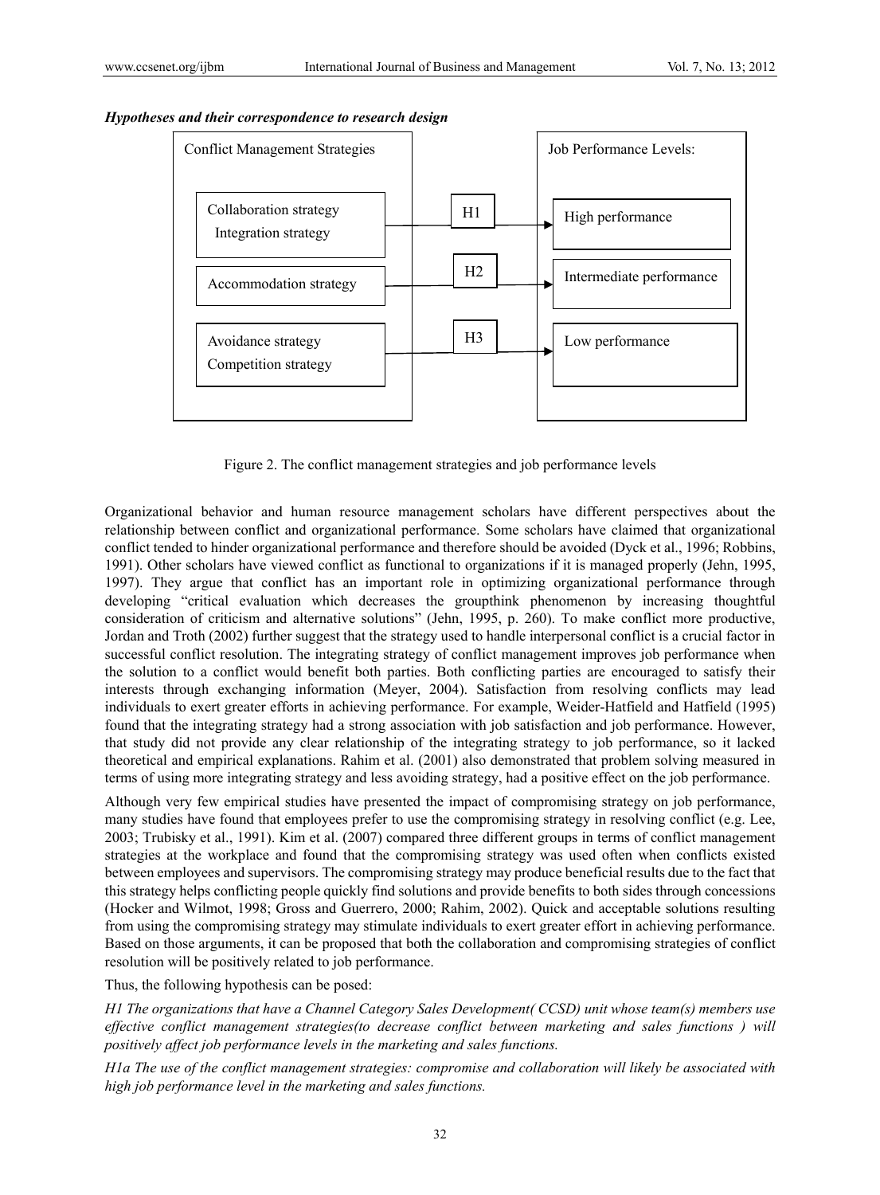***Hypotheses and their correspondence to research design***

| Conflict Management Strategies | | Job Performance Levels: |
|---|---|---|
| Collaboration strategy<br>Integration strategy | H1 | High performance |
| Accommodation strategy | H2 | Intermediate performance |
| Avoidance strategy<br>Competition strategy | H3 | Low performance |

Figure 2. The conflict management strategies and job performance levels

Organizational behavior and human resource management scholars have different perspectives about the relationship between conflict and organizational performance. Some scholars have claimed that organizational conflict tended to hinder organizational performance and therefore should be avoided (Dyck et al., 1996; Robbins, 1991). Other scholars have viewed conflict as functional to organizations if it is managed properly (Jehn, 1995, 1997). They argue that conflict has an important role in optimizing organizational performance through developing "critical evaluation which decreases the groupthink phenomenon by increasing thoughtful consideration of criticism and alternative solutions" (Jehn, 1995, p. 260). To make conflict more productive, Jordan and Troth (2002) further suggest that the strategy used to handle interpersonal conflict is a crucial factor in successful conflict resolution. The integrating strategy of conflict management improves job performance when the solution to a conflict would benefit both parties. Both conflicting parties are encouraged to satisfy their interests through exchanging information (Meyer, 2004). Satisfaction from resolving conflicts may lead individuals to exert greater efforts in achieving performance. For example, Weider-Hatfield and Hatfield (1995) found that the integrating strategy had a strong association with job satisfaction and job performance. However, that study did not provide any clear relationship of the integrating strategy to job performance, so it lacked theoretical and empirical explanations. Rahim et al. (2001) also demonstrated that problem solving measured in terms of using more integrating strategy and less avoiding strategy, had a positive effect on the job performance.

Although very few empirical studies have presented the impact of compromising strategy on job performance, many studies have found that employees prefer to use the compromising strategy in resolving conflict (e.g. Lee, 2003; Trubisky et al., 1991). Kim et al. (2007) compared three different groups in terms of conflict management strategies at the workplace and found that the compromising strategy was used often when conflicts existed between employees and supervisors. The compromising strategy may produce beneficial results due to the fact that this strategy helps conflicting people quickly find solutions and provide benefits to both sides through concessions (Hocker and Wilmot, 1998; Gross and Guerrero, 2000; Rahim, 2002). Quick and acceptable solutions resulting from using the compromising strategy may stimulate individuals to exert greater effort in achieving performance. Based on those arguments, it can be proposed that both the collaboration and compromising strategies of conflict resolution will be positively related to job performance.

Thus, the following hypothesis can be posed:

*H1 The organizations that have a Channel Category Sales Development( CCSD) unit whose team(s) members use effective conflict management strategies(to decrease conflict between marketing and sales functions ) will positively affect job performance levels in the marketing and sales functions.*

*H1a The use of the conflict management strategies: compromise and collaboration will likely be associated with high job performance level in the marketing and sales functions.*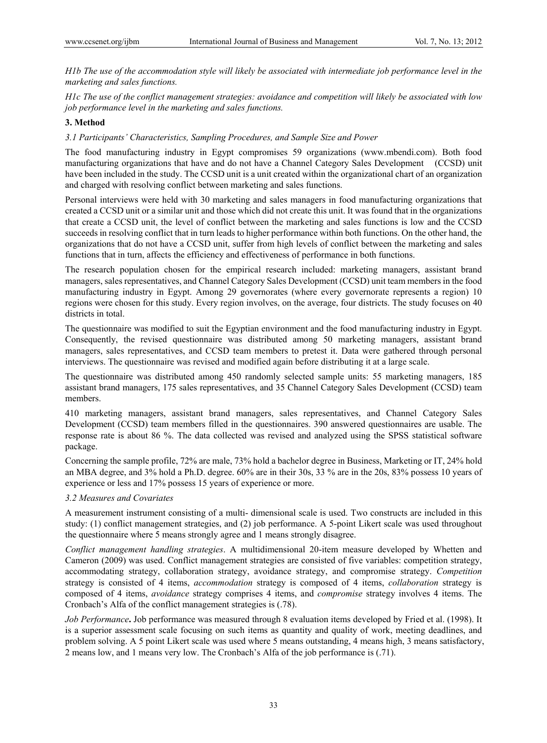*H1b The use of the accommodation style will likely be associated with intermediate job performance level in the marketing and sales functions.*

*H1c The use of the conflict management strategies: avoidance and competition will likely be associated with low job performance level in the marketing and sales functions.*

## 3. Method

### *3.1 Participants' Characteristics, Sampling Procedures, and Sample Size and Power*

The food manufacturing industry in Egypt compromises 59 organizations (www.mbendi.com). Both food manufacturing organizations that have and do not have a Channel Category Sales Development (CCSD) unit have been included in the study. The CCSD unit is a unit created within the organizational chart of an organization and charged with resolving conflict between marketing and sales functions.

Personal interviews were held with 30 marketing and sales managers in food manufacturing organizations that created a CCSD unit or a similar unit and those which did not create this unit. It was found that in the organizations that create a CCSD unit, the level of conflict between the marketing and sales functions is low and the CCSD succeeds in resolving conflict that in turn leads to higher performance within both functions. On the other hand, the organizations that do not have a CCSD unit, suffer from high levels of conflict between the marketing and sales functions that in turn, affects the efficiency and effectiveness of performance in both functions.

The research population chosen for the empirical research included: marketing managers, assistant brand managers, sales representatives, and Channel Category Sales Development (CCSD) unit team members in the food manufacturing industry in Egypt. Among 29 governorates (where every governorate represents a region) 10 regions were chosen for this study. Every region involves, on the average, four districts. The study focuses on 40 districts in total.

The questionnaire was modified to suit the Egyptian environment and the food manufacturing industry in Egypt. Consequently, the revised questionnaire was distributed among 50 marketing managers, assistant brand managers, sales representatives, and CCSD team members to pretest it. Data were gathered through personal interviews. The questionnaire was revised and modified again before distributing it at a large scale.

The questionnaire was distributed among 450 randomly selected sample units: 55 marketing managers, 185 assistant brand managers, 175 sales representatives, and 35 Channel Category Sales Development (CCSD) team members.

410 marketing managers, assistant brand managers, sales representatives, and Channel Category Sales Development (CCSD) team members filled in the questionnaires. 390 answered questionnaires are usable. The response rate is about 86 %. The data collected was revised and analyzed using the SPSS statistical software package.

Concerning the sample profile, 72% are male, 73% hold a bachelor degree in Business, Marketing or IT, 24% hold an MBA degree, and 3% hold a Ph.D. degree. 60% are in their 30s, 33 % are in the 20s, 83% possess 10 years of experience or less and 17% possess 15 years of experience or more.

### *3.2 Measures and Covariates*

A measurement instrument consisting of a multi- dimensional scale is used. Two constructs are included in this study: (1) conflict management strategies, and (2) job performance. A 5-point Likert scale was used throughout the questionnaire where 5 means strongly agree and 1 means strongly disagree.

*Conflict management handling strategies*. A multidimensional 20-item measure developed by Whetten and Cameron (2009) was used. Conflict management strategies are consisted of five variables: competition strategy, accommodating strategy, collaboration strategy, avoidance strategy, and compromise strategy. *Competition* strategy is consisted of 4 items, *accommodation* strategy is composed of 4 items, *collaboration* strategy is composed of 4 items, *avoidance* strategy comprises 4 items, and *compromise* strategy involves 4 items. The Cronbach's Alfa of the conflict management strategies is (.78).

*Job Performance***.** Job performance was measured through 8 evaluation items developed by Fried et al. (1998). It is a superior assessment scale focusing on such items as quantity and quality of work, meeting deadlines, and problem solving. A 5 point Likert scale was used where 5 means outstanding, 4 means high, 3 means satisfactory, 2 means low, and 1 means very low. The Cronbach's Alfa of the job performance is (.71).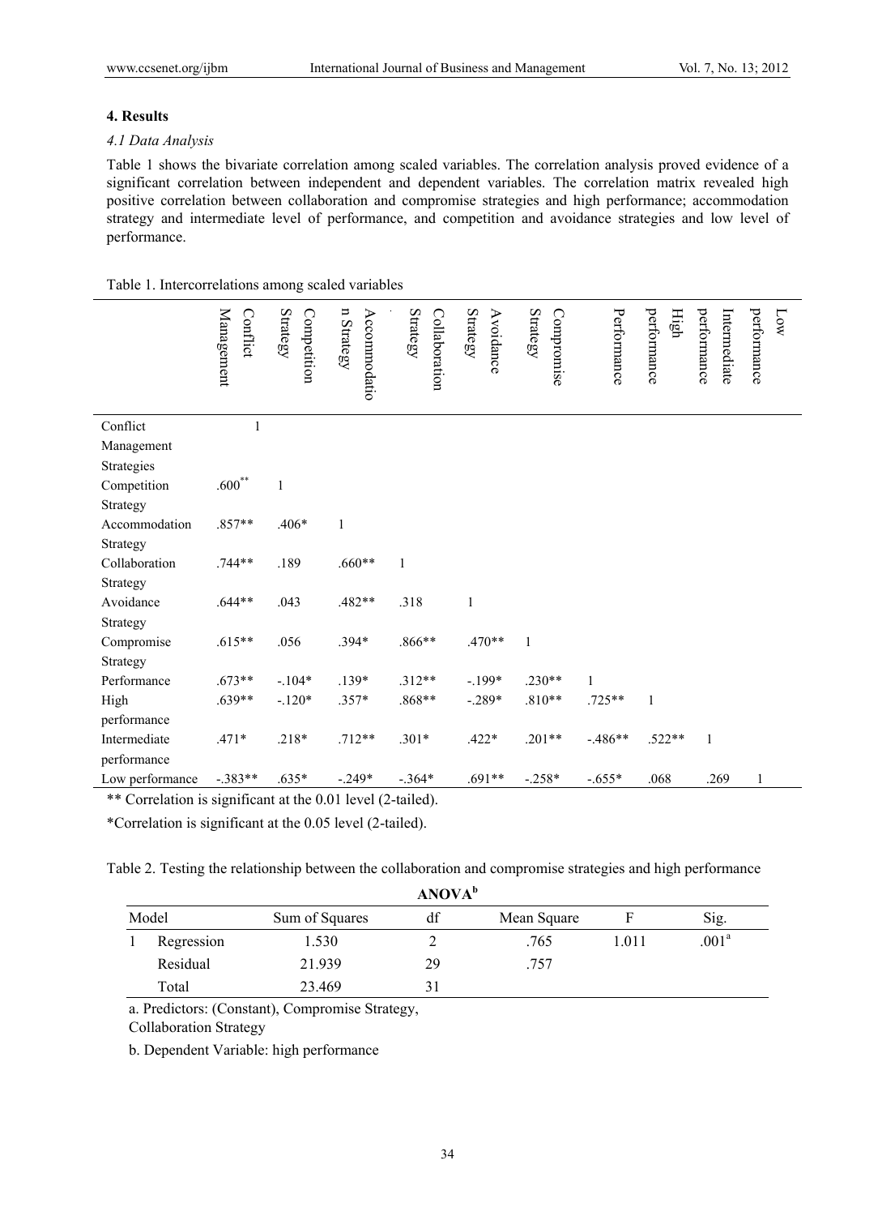## 4. Results

### *4.1 Data Analysis*

Table 1 shows the bivariate correlation among scaled variables. The correlation analysis proved evidence of a significant correlation between independent and dependent variables. The correlation matrix revealed high positive correlation between collaboration and compromise strategies and high performance; accommodation strategy and intermediate level of performance, and competition and avoidance strategies and low level of performance.

Table 1. Intercorrelations among scaled variables

| | Conflict Management | Competition Strategy | Accommodation Strategy | Collaboration Strategy | Avoidance Strategy | Compromise Strategy | Performance | High performance | Intermediate performance | Low performance |
|---|---|---|---|---|---|---|---|---|---|---|
| Conflict Management Strategies | 1 | | | | | | | | | |
| Competition Strategy | .600** | 1 | | | | | | | | |
| Accommodation Strategy | .857** | .406* | 1 | | | | | | | |
| Collaboration Strategy | .744** | .189 | .660** | 1 | | | | | | |
| Avoidance Strategy | .644** | .043 | .482** | .318 | 1 | | | | | |
| Compromise Strategy | .615** | .056 | .394* | .866** | .470** | 1 | | | | |
| Performance | .673** | -.104* | .139* | .312** | -.199* | .230** | 1 | | | |
| High performance | .639** | -.120* | .357* | .868** | -.289* | .810** | .725** | 1 | | |
| Intermediate performance | .471* | .218* | .712** | .301* | .422* | .201** | -.486** | .522** | 1 | |
| Low performance | -.383** | .635* | -.249* | -.364* | .691** | -.258* | -.655* | .068 | .269 | 1 |

** Correlation is significant at the 0.01 level (2-tailed).

*Correlation is significant at the 0.05 level (2-tailed).

Table 2. Testing the relationship between the collaboration and compromise strategies and high performance

**ANOVA[b]**

| Model | | Sum of Squares | df | Mean Square | F | Sig. |
|---|---|---|---|---|---|---|
| 1 | Regression | 1.530 | 2 | .765 | 1.011 | .001[a] |
| | Residual | 21.939 | 29 | .757 | | |
| | Total | 23.469 | 31 | | | |

a. Predictors: (Constant), Compromise Strategy, Collaboration Strategy

b. Dependent Variable: high performance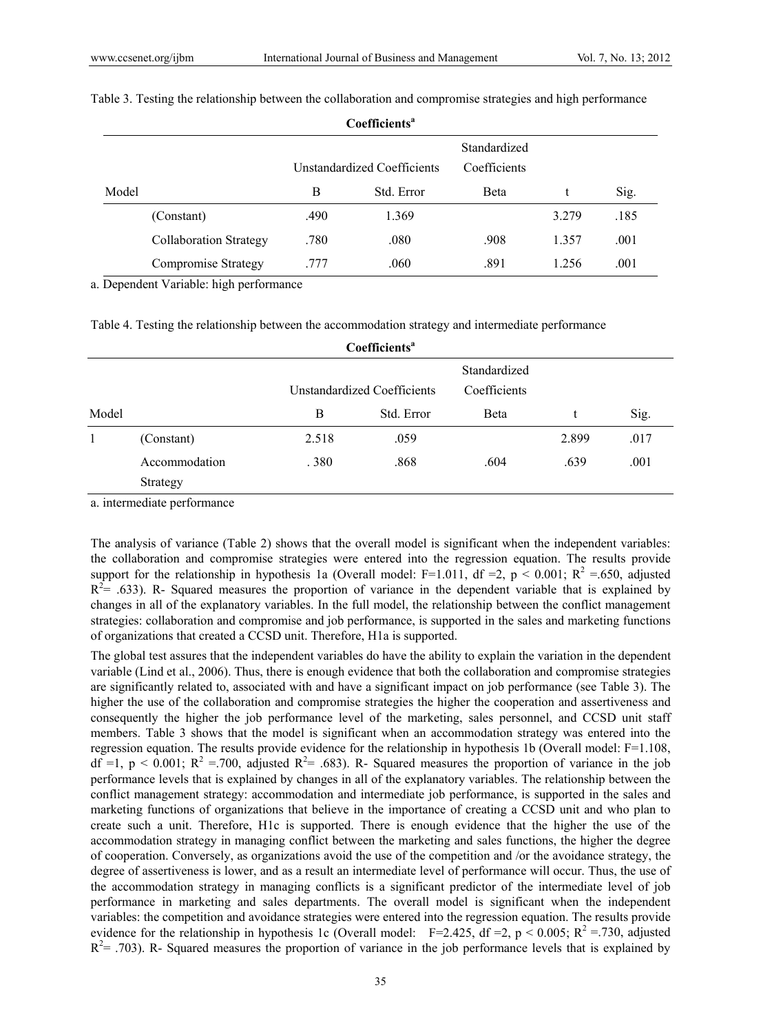Table 3. Testing the relationship between the collaboration and compromise strategies and high performance

| Coefficients[a] | | | | | | |
|---|---|---|---|---|---|---|
| | | Unstandardized Coefficients | | Standardized Coefficients | | |
| Model | | B | Std. Error | Beta | t | Sig. |
| | (Constant) | .490 | 1.369 | | 3.279 | .185 |
| | Collaboration Strategy | .780 | .080 | .908 | 1.357 | .001 |
| | Compromise Strategy | .777 | .060 | .891 | 1.256 | .001 |

a. Dependent Variable: high performance

Table 4. Testing the relationship between the accommodation strategy and intermediate performance

| Coefficients[a] | | | | | | |
|---|---|---|---|---|---|---|
| | | Unstandardized Coefficients | | Standardized Coefficients | | |
| Model | | B | Std. Error | Beta | t | Sig. |
| 1 | (Constant) | 2.518 | .059 | | 2.899 | .017 |
| | Accommodation Strategy | . 380 | .868 | .604 | .639 | .001 |

a. intermediate performance

The analysis of variance (Table 2) shows that the overall model is significant when the independent variables: the collaboration and compromise strategies were entered into the regression equation. The results provide support for the relationship in hypothesis 1a (Overall model: $F=1.011$, $df=2$, $p < 0.001$; $R^2=.650$, adjusted $R^2=.633$). R- Squared measures the proportion of variance in the dependent variable that is explained by changes in all of the explanatory variables. In the full model, the relationship between the conflict management strategies: collaboration and compromise and job performance, is supported in the sales and marketing functions of organizations that created a CCSD unit. Therefore, H1a is supported.

The global test assures that the independent variables do have the ability to explain the variation in the dependent variable (Lind et al., 2006). Thus, there is enough evidence that both the collaboration and compromise strategies are significantly related to, associated with and have a significant impact on job performance (see Table 3). The higher the use of the collaboration and compromise strategies the higher the cooperation and assertiveness and consequently the higher the job performance level of the marketing, sales personnel, and CCSD unit staff members. Table 3 shows that the model is significant when an accommodation strategy was entered into the regression equation. The results provide evidence for the relationship in hypothesis 1b (Overall model: $F=1.108$, $df=1$, $p < 0.001$; $R^2=.700$, adjusted $R^2=.683$). R- Squared measures the proportion of variance in the job performance levels that is explained by changes in all of the explanatory variables. The relationship between the conflict management strategy: accommodation and intermediate job performance, is supported in the sales and marketing functions of organizations that believe in the importance of creating a CCSD unit and who plan to create such a unit. Therefore, H1c is supported. There is enough evidence that the higher the use of the accommodation strategy in managing conflict between the marketing and sales functions, the higher the degree of cooperation. Conversely, as organizations avoid the use of the competition and /or the avoidance strategy, the degree of assertiveness is lower, and as a result an intermediate level of performance will occur. Thus, the use of the accommodation strategy in managing conflicts is a significant predictor of the intermediate level of job performance in marketing and sales departments. The overall model is significant when the independent variables: the competition and avoidance strategies were entered into the regression equation. The results provide evidence for the relationship in hypothesis 1c (Overall model: $F=2.425$, $df=2$, $p < 0.005$; $R^2=.730$, adjusted $R^2=.703$). R- Squared measures the proportion of variance in the job performance levels that is explained by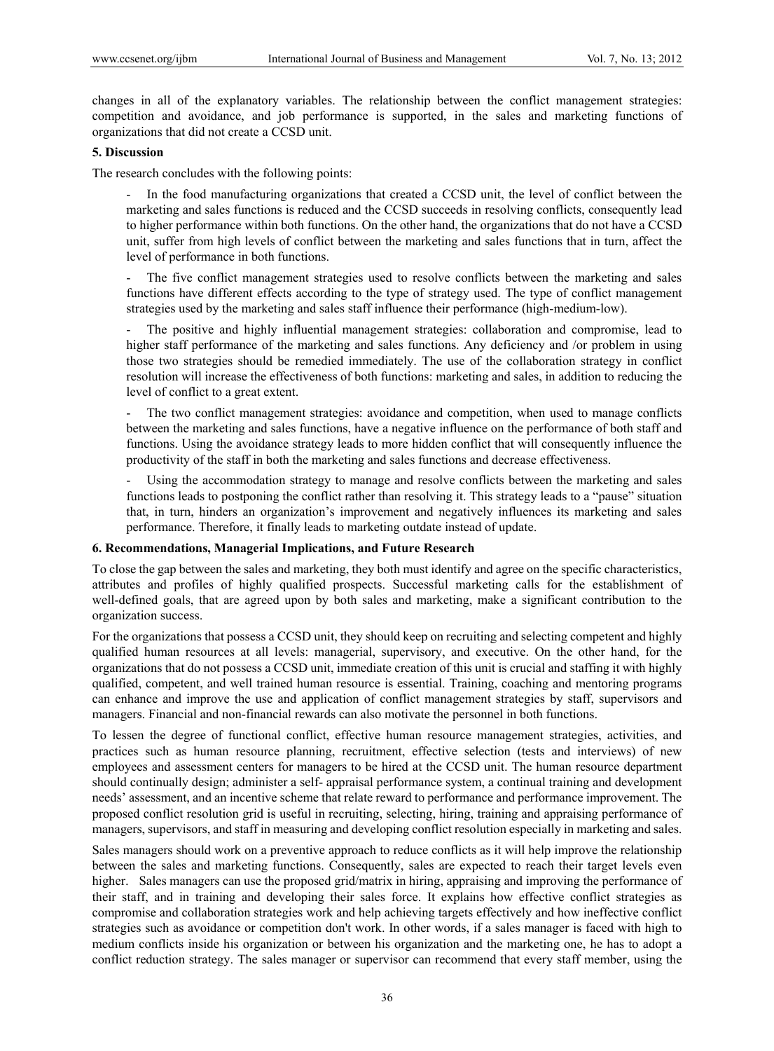changes in all of the explanatory variables. The relationship between the conflict management strategies: competition and avoidance, and job performance is supported, in the sales and marketing functions of organizations that did not create a CCSD unit.

## 5. Discussion

The research concludes with the following points:

- In the food manufacturing organizations that created a CCSD unit, the level of conflict between the marketing and sales functions is reduced and the CCSD succeeds in resolving conflicts, consequently lead to higher performance within both functions. On the other hand, the organizations that do not have a CCSD unit, suffer from high levels of conflict between the marketing and sales functions that in turn, affect the level of performance in both functions.
- The five conflict management strategies used to resolve conflicts between the marketing and sales functions have different effects according to the type of strategy used. The type of conflict management strategies used by the marketing and sales staff influence their performance (high-medium-low).
- The positive and highly influential management strategies: collaboration and compromise, lead to higher staff performance of the marketing and sales functions. Any deficiency and /or problem in using those two strategies should be remedied immediately. The use of the collaboration strategy in conflict resolution will increase the effectiveness of both functions: marketing and sales, in addition to reducing the level of conflict to a great extent.
- The two conflict management strategies: avoidance and competition, when used to manage conflicts between the marketing and sales functions, have a negative influence on the performance of both staff and functions. Using the avoidance strategy leads to more hidden conflict that will consequently influence the productivity of the staff in both the marketing and sales functions and decrease effectiveness.
- Using the accommodation strategy to manage and resolve conflicts between the marketing and sales functions leads to postponing the conflict rather than resolving it. This strategy leads to a "pause" situation that, in turn, hinders an organization's improvement and negatively influences its marketing and sales performance. Therefore, it finally leads to marketing outdate instead of update.

## 6. Recommendations, Managerial Implications, and Future Research

To close the gap between the sales and marketing, they both must identify and agree on the specific characteristics, attributes and profiles of highly qualified prospects. Successful marketing calls for the establishment of well-defined goals, that are agreed upon by both sales and marketing, make a significant contribution to the organization success.

For the organizations that possess a CCSD unit, they should keep on recruiting and selecting competent and highly qualified human resources at all levels: managerial, supervisory, and executive. On the other hand, for the organizations that do not possess a CCSD unit, immediate creation of this unit is crucial and staffing it with highly qualified, competent, and well trained human resource is essential. Training, coaching and mentoring programs can enhance and improve the use and application of conflict management strategies by staff, supervisors and managers. Financial and non-financial rewards can also motivate the personnel in both functions.

To lessen the degree of functional conflict, effective human resource management strategies, activities, and practices such as human resource planning, recruitment, effective selection (tests and interviews) of new employees and assessment centers for managers to be hired at the CCSD unit. The human resource department should continually design; administer a self- appraisal performance system, a continual training and development needs' assessment, and an incentive scheme that relate reward to performance and performance improvement. The proposed conflict resolution grid is useful in recruiting, selecting, hiring, training and appraising performance of managers, supervisors, and staff in measuring and developing conflict resolution especially in marketing and sales.

Sales managers should work on a preventive approach to reduce conflicts as it will help improve the relationship between the sales and marketing functions. Consequently, sales are expected to reach their target levels even higher. Sales managers can use the proposed grid/matrix in hiring, appraising and improving the performance of their staff, and in training and developing their sales force. It explains how effective conflict strategies as compromise and collaboration strategies work and help achieving targets effectively and how ineffective conflict strategies such as avoidance or competition don't work. In other words, if a sales manager is faced with high to medium conflicts inside his organization or between his organization and the marketing one, he has to adopt a conflict reduction strategy. The sales manager or supervisor can recommend that every staff member, using the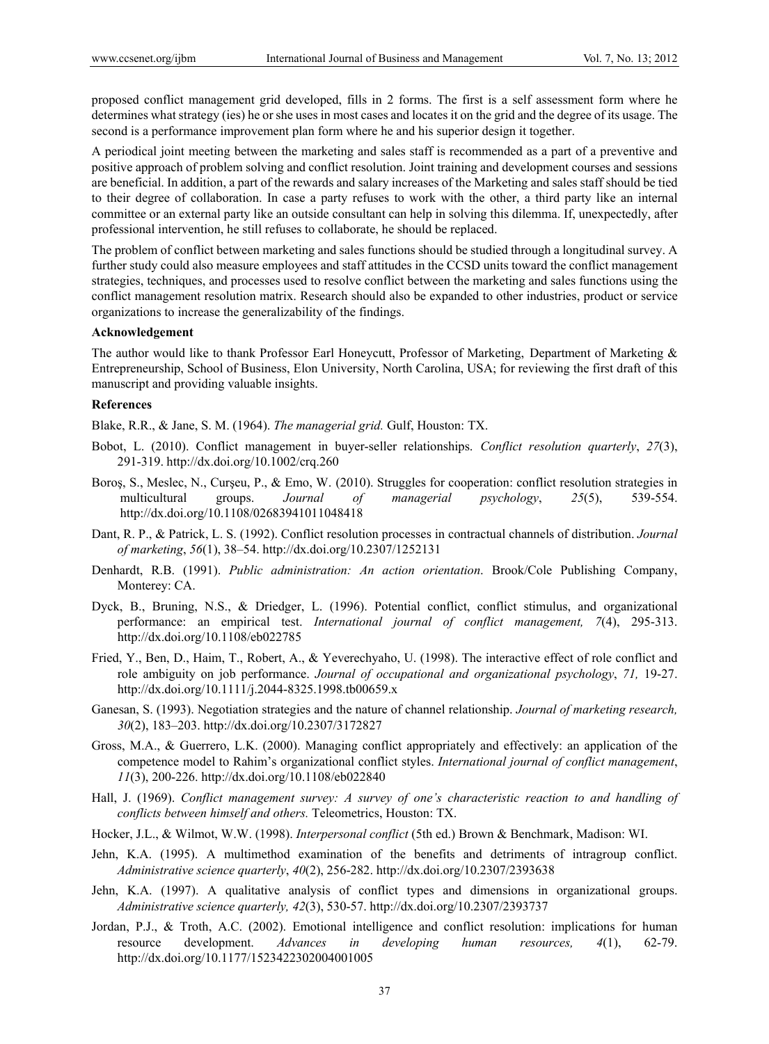proposed conflict management grid developed, fills in 2 forms. The first is a self assessment form where he determines what strategy (ies) he or she uses in most cases and locates it on the grid and the degree of its usage. The second is a performance improvement plan form where he and his superior design it together.

A periodical joint meeting between the marketing and sales staff is recommended as a part of a preventive and positive approach of problem solving and conflict resolution. Joint training and development courses and sessions are beneficial. In addition, a part of the rewards and salary increases of the Marketing and sales staff should be tied to their degree of collaboration. In case a party refuses to work with the other, a third party like an internal committee or an external party like an outside consultant can help in solving this dilemma. If, unexpectedly, after professional intervention, he still refuses to collaborate, he should be replaced.

The problem of conflict between marketing and sales functions should be studied through a longitudinal survey. A further study could also measure employees and staff attitudes in the CCSD units toward the conflict management strategies, techniques, and processes used to resolve conflict between the marketing and sales functions using the conflict management resolution matrix. Research should also be expanded to other industries, product or service organizations to increase the generalizability of the findings.

**Acknowledgement**

The author would like to thank Professor Earl Honeycutt, Professor of Marketing, Department of Marketing & Entrepreneurship, School of Business, Elon University, North Carolina, USA; for reviewing the first draft of this manuscript and providing valuable insights.

**References**

Blake, R.R., & Jane, S. M. (1964). *The managerial grid.* Gulf, Houston: TX.

Bobot, L. (2010). Conflict management in buyer-seller relationships. *Conflict resolution quarterly*, *27*(3), 291-319. http://dx.doi.org/10.1002/crq.260

Boroş, S., Meslec, N., Curşeu, P., & Emo, W. (2010). Struggles for cooperation: conflict resolution strategies in multicultural groups. *Journal of managerial psychology*, *25*(5), 539-554. http://dx.doi.org/10.1108/02683941011048418

Dant, R. P., & Patrick, L. S. (1992). Conflict resolution processes in contractual channels of distribution. *Journal of marketing*, *56*(1), 38–54. http://dx.doi.org/10.2307/1252131

Denhardt, R.B. (1991). *Public administration: An action orientation*. Brook/Cole Publishing Company, Monterey: CA.

Dyck, B., Bruning, N.S., & Driedger, L. (1996). Potential conflict, conflict stimulus, and organizational performance: an empirical test. *International journal of conflict management, 7*(4), 295-313. http://dx.doi.org/10.1108/eb022785

Fried, Y., Ben, D., Haim, T., Robert, A., & Yeverechyaho, U. (1998). The interactive effect of role conflict and role ambiguity on job performance. *Journal of occupational and organizational psychology*, *71,* 19-27. http://dx.doi.org/10.1111/j.2044-8325.1998.tb00659.x

Ganesan, S. (1993). Negotiation strategies and the nature of channel relationship. *Journal of marketing research, 30*(2), 183–203. http://dx.doi.org/10.2307/3172827

Gross, M.A., & Guerrero, L.K. (2000). Managing conflict appropriately and effectively: an application of the competence model to Rahim's organizational conflict styles. *International journal of conflict management*, *11*(3), 200-226. http://dx.doi.org/10.1108/eb022840

Hall, J. (1969). *Conflict management survey: A survey of one's characteristic reaction to and handling of conflicts between himself and others.* Teleometrics, Houston: TX.

Hocker, J.L., & Wilmot, W.W. (1998). *Interpersonal conflict* (5th ed.) Brown & Benchmark, Madison: WI.

Jehn, K.A. (1995). A multimethod examination of the benefits and detriments of intragroup conflict. *Administrative science quarterly*, *40*(2), 256-282. http://dx.doi.org/10.2307/2393638

Jehn, K.A. (1997). A qualitative analysis of conflict types and dimensions in organizational groups. *Administrative science quarterly, 42*(3), 530-57. http://dx.doi.org/10.2307/2393737

Jordan, P.J., & Troth, A.C. (2002). Emotional intelligence and conflict resolution: implications for human resource development. *Advances in developing human resources, 4*(1), 62-79. http://dx.doi.org/10.1177/1523422302004001005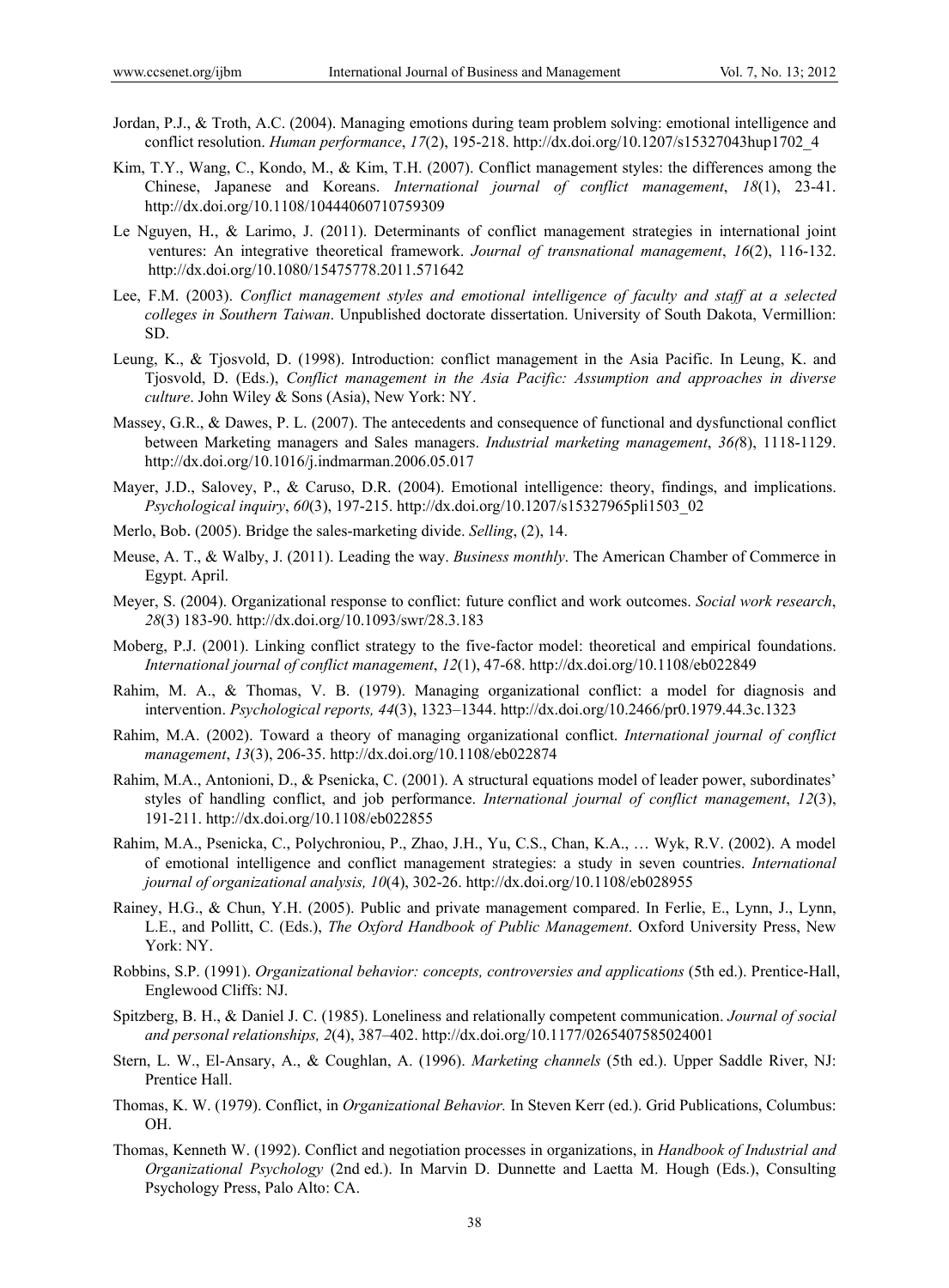Jordan, P.J., & Troth, A.C. (2004). Managing emotions during team problem solving: emotional intelligence and conflict resolution. *Human performance*, *17*(2), 195-218. http://dx.doi.org/10.1207/s15327043hup1702_4

Kim, T.Y., Wang, C., Kondo, M., & Kim, T.H. (2007). Conflict management styles: the differences among the Chinese, Japanese and Koreans. *International journal of conflict management*, *18*(1), 23-41. http://dx.doi.org/10.1108/10444060710759309

Le Nguyen, H., & Larimo, J. (2011). Determinants of conflict management strategies in international joint ventures: An integrative theoretical framework. *Journal of transnational management*, *16*(2), 116-132. http://dx.doi.org/10.1080/15475778.2011.571642

Lee, F.M. (2003). *Conflict management styles and emotional intelligence of faculty and staff at a selected colleges in Southern Taiwan*. Unpublished doctorate dissertation. University of South Dakota, Vermillion: SD.

Leung, K., & Tjosvold, D. (1998). Introduction: conflict management in the Asia Pacific. In Leung, K. and Tjosvold, D. (Eds.), *Conflict management in the Asia Pacific: Assumption and approaches in diverse culture*. John Wiley & Sons (Asia), New York: NY.

Massey, G.R., & Dawes, P. L. (2007). The antecedents and consequence of functional and dysfunctional conflict between Marketing managers and Sales managers. *Industrial marketing management*, *36(*8), 1118-1129. http://dx.doi.org/10.1016/j.indmarman.2006.05.017

Mayer, J.D., Salovey, P., & Caruso, D.R. (2004). Emotional intelligence: theory, findings, and implications. *Psychological inquiry*, *60*(3), 197-215. http://dx.doi.org/10.1207/s15327965pli1503_02

Merlo, Bob. (2005). Bridge the sales-marketing divide. *Selling*, (2), 14.

Meuse, A. T., & Walby, J. (2011). Leading the way. *Business monthly*. The American Chamber of Commerce in Egypt. April.

Meyer, S. (2004). Organizational response to conflict: future conflict and work outcomes. *Social work research*, *28*(3) 183-90. http://dx.doi.org/10.1093/swr/28.3.183

Moberg, P.J. (2001). Linking conflict strategy to the five-factor model: theoretical and empirical foundations. *International journal of conflict management*, *12*(1), 47-68. http://dx.doi.org/10.1108/eb022849

Rahim, M. A., & Thomas, V. B. (1979). Managing organizational conflict: a model for diagnosis and intervention. *Psychological reports, 44*(3), 1323–1344. http://dx.doi.org/10.2466/pr0.1979.44.3c.1323

Rahim, M.A. (2002). Toward a theory of managing organizational conflict. *International journal of conflict management*, *13*(3), 206-35. http://dx.doi.org/10.1108/eb022874

Rahim, M.A., Antonioni, D., & Psenicka, C. (2001). A structural equations model of leader power, subordinates' styles of handling conflict, and job performance. *International journal of conflict management*, *12*(3), 191-211. http://dx.doi.org/10.1108/eb022855

Rahim, M.A., Psenicka, C., Polychroniou, P., Zhao, J.H., Yu, C.S., Chan, K.A., … Wyk, R.V. (2002). A model of emotional intelligence and conflict management strategies: a study in seven countries. *International journal of organizational analysis, 10*(4), 302-26. http://dx.doi.org/10.1108/eb028955

Rainey, H.G., & Chun, Y.H. (2005). Public and private management compared. In Ferlie, E., Lynn, J., Lynn, L.E., and Pollitt, C. (Eds.), *The Oxford Handbook of Public Management*. Oxford University Press, New York: NY.

Robbins, S.P. (1991). *Organizational behavior: concepts, controversies and applications* (5th ed.). Prentice-Hall, Englewood Cliffs: NJ.

Spitzberg, B. H., & Daniel J. C. (1985). Loneliness and relationally competent communication. *Journal of social and personal relationships, 2*(4), 387–402. http://dx.doi.org/10.1177/0265407585024001

Stern, L. W., El-Ansary, A., & Coughlan, A. (1996). *Marketing channels* (5th ed.). Upper Saddle River, NJ: Prentice Hall.

Thomas, K. W. (1979). Conflict, in *Organizational Behavior.* In Steven Kerr (ed.). Grid Publications, Columbus: OH.

Thomas, Kenneth W. (1992). Conflict and negotiation processes in organizations, in *Handbook of Industrial and Organizational Psychology* (2nd ed.). In Marvin D. Dunnette and Laetta M. Hough (Eds.), Consulting Psychology Press, Palo Alto: CA.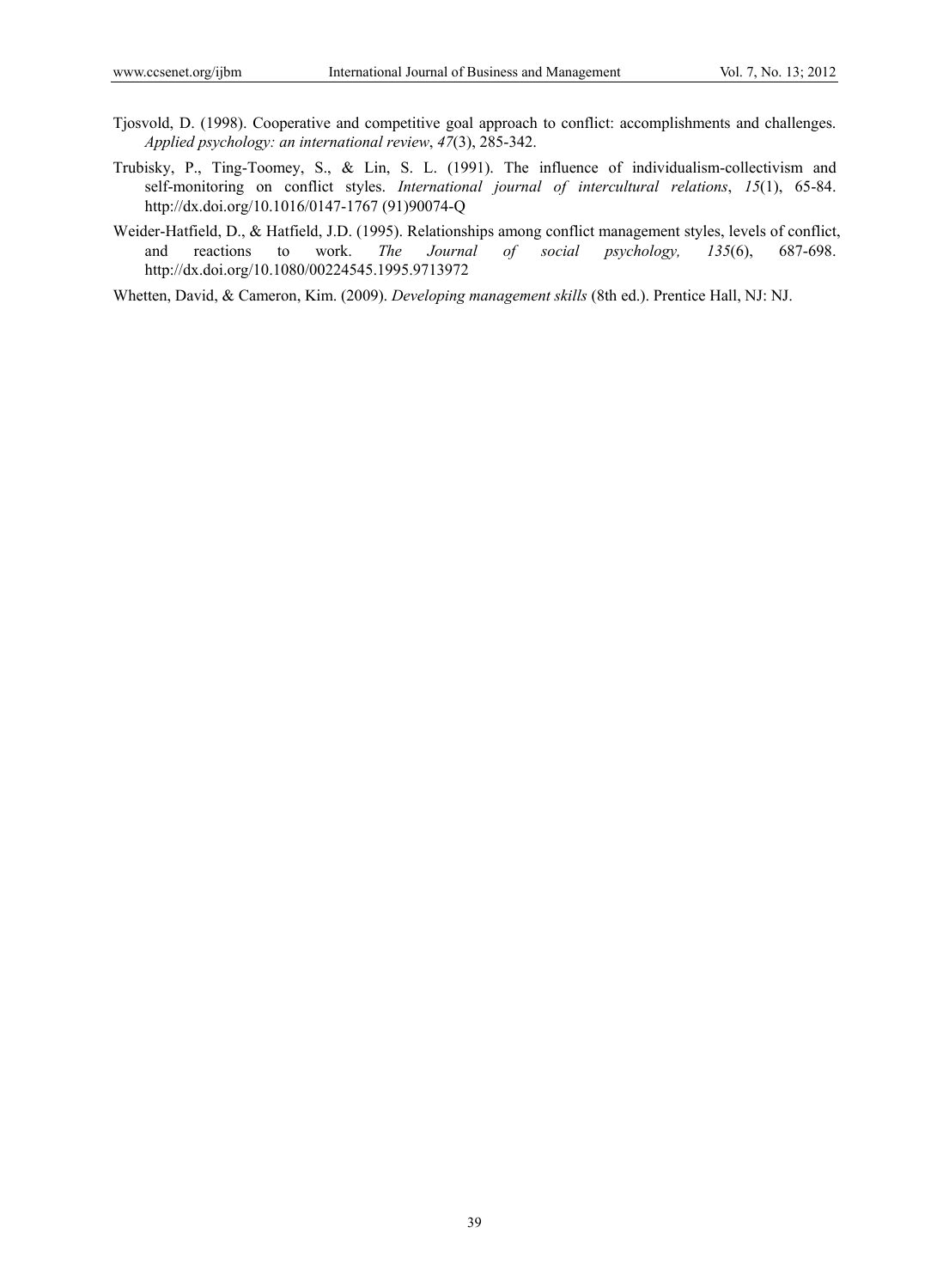Tjosvold, D. (1998). Cooperative and competitive goal approach to conflict: accomplishments and challenges. *Applied psychology: an international review*, *47*(3), 285-342.

Trubisky, P., Ting-Toomey, S., & Lin, S. L. (1991). The influence of individualism-collectivism and self-monitoring on conflict styles. *International journal of intercultural relations*, *15*(1), 65-84. http://dx.doi.org/10.1016/0147-1767 (91)90074-Q

Weider-Hatfield, D., & Hatfield, J.D. (1995). Relationships among conflict management styles, levels of conflict, and reactions to work. *The Journal of social psychology, 135*(6), 687-698. http://dx.doi.org/10.1080/00224545.1995.9713972

Whetten, David, & Cameron, Kim. (2009). *Developing management skills* (8th ed.). Prentice Hall, NJ: NJ.